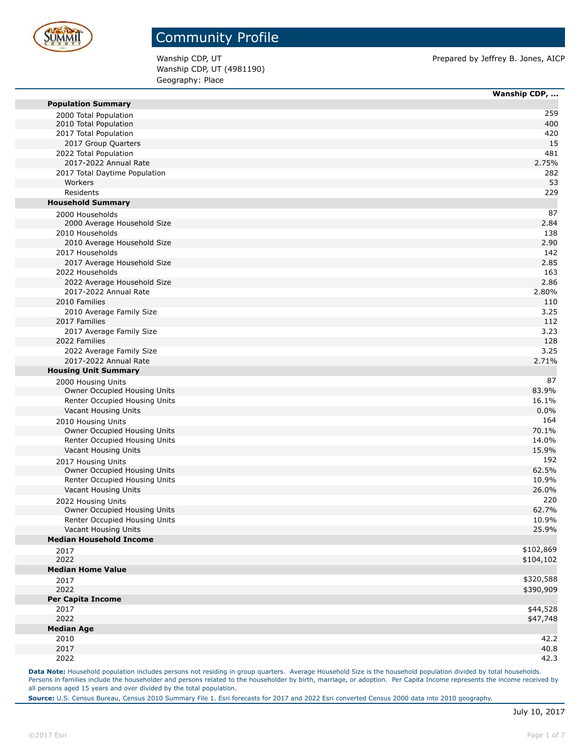# Community Profile

Wanship CDP, UT
Wanship CDP, UT (4981190)
Geography: Place

Prepared by Jeffrey B. Jones, AICP

| | Wanship CDP, ... |
|---|---|
| **Population Summary** | |
| 2000 Total Population | 259 |
| 2010 Total Population | 400 |
| 2017 Total Population | 420 |
| 2017 Group Quarters | 15 |
| 2022 Total Population | 481 |
| 2017-2022 Annual Rate | 2.75% |
| 2017 Total Daytime Population | 282 |
| Workers | 53 |
| Residents | 229 |
| **Household Summary** | |
| 2000 Households | 87 |
| 2000 Average Household Size | 2.84 |
| 2010 Households | 138 |
| 2010 Average Household Size | 2.90 |
| 2017 Households | 142 |
| 2017 Average Household Size | 2.85 |
| 2022 Households | 163 |
| 2022 Average Household Size | 2.86 |
| 2017-2022 Annual Rate | 2.80% |
| 2010 Families | 110 |
| 2010 Average Family Size | 3.25 |
| 2017 Families | 112 |
| 2017 Average Family Size | 3.23 |
| 2022 Families | 128 |
| 2022 Average Family Size | 3.25 |
| 2017-2022 Annual Rate | 2.71% |
| **Housing Unit Summary** | |
| 2000 Housing Units | 87 |
| Owner Occupied Housing Units | 83.9% |
| Renter Occupied Housing Units | 16.1% |
| Vacant Housing Units | 0.0% |
| 2010 Housing Units | 164 |
| Owner Occupied Housing Units | 70.1% |
| Renter Occupied Housing Units | 14.0% |
| Vacant Housing Units | 15.9% |
| 2017 Housing Units | 192 |
| Owner Occupied Housing Units | 62.5% |
| Renter Occupied Housing Units | 10.9% |
| Vacant Housing Units | 26.0% |
| 2022 Housing Units | 220 |
| Owner Occupied Housing Units | 62.7% |
| Renter Occupied Housing Units | 10.9% |
| Vacant Housing Units | 25.9% |
| **Median Household Income** | |
| 2017 | $102,869 |
| 2022 | $104,102 |
| **Median Home Value** | |
| 2017 | $320,588 |
| 2022 | $390,909 |
| **Per Capita Income** | |
| 2017 | $44,528 |
| 2022 | $47,748 |
| **Median Age** | |
| 2010 | 42.2 |
| 2017 | 40.8 |
| 2022 | 42.3 |

**Data Note:** Household population includes persons not residing in group quarters. Average Household Size is the household population divided by total households. Persons in families include the householder and persons related to the householder by birth, marriage, or adoption. Per Capita Income represents the income received by all persons aged 15 years and over divided by the total population.

**Source:** U.S. Census Bureau, Census 2010 Summary File 1. Esri forecasts for 2017 and 2022 Esri converted Census 2000 data into 2010 geography.

July 10, 2017

©2017 Esri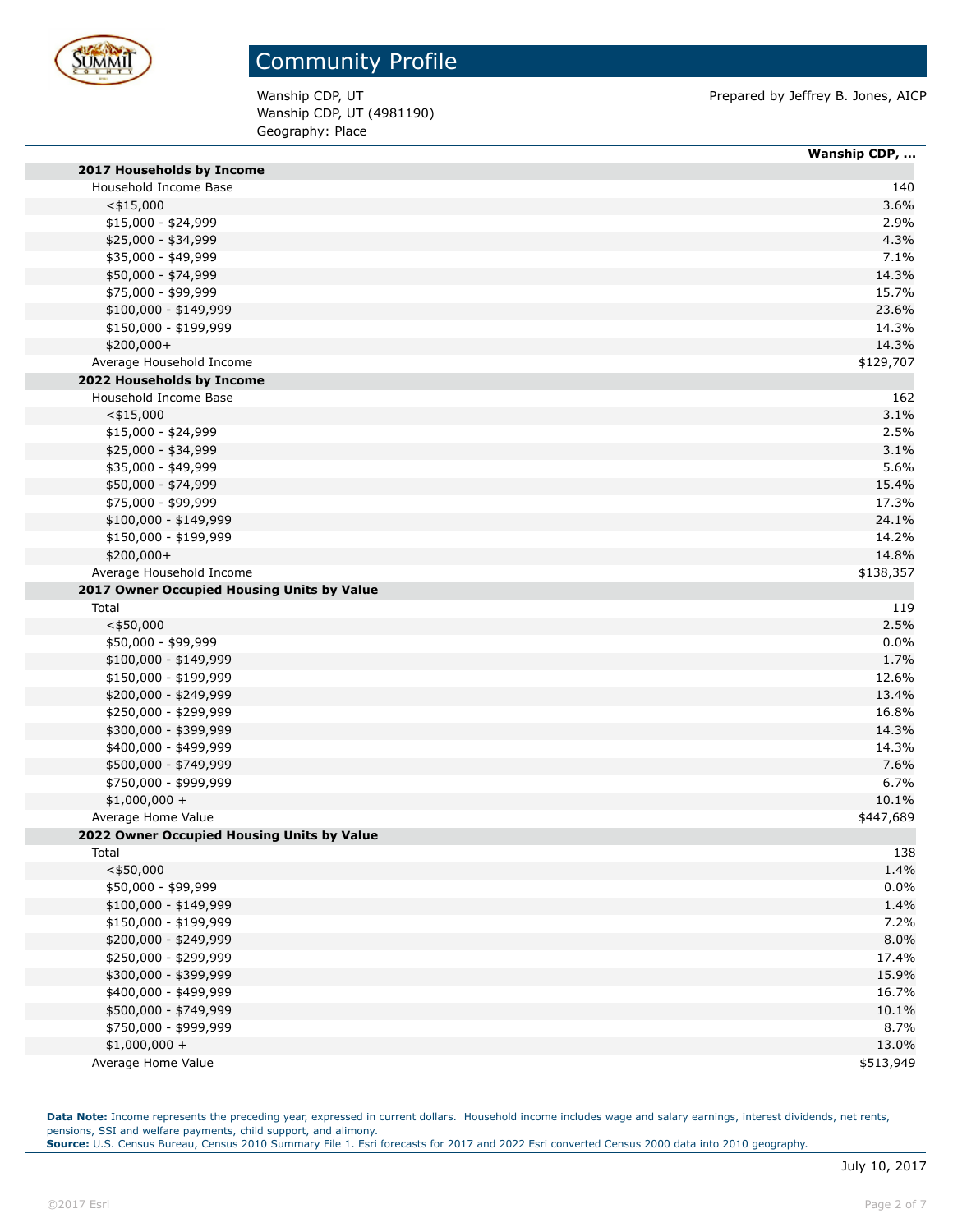# Community Profile

Wanship CDP, UT
Wanship CDP, UT (4981190)
Geography: Place

Prepared by Jeffrey B. Jones, AICP

| | Wanship CDP, ... |
|---|---|
| **2017 Households by Income** | |
| Household Income Base | 140 |
| <$15,000 | 3.6% |
| $15,000 - $24,999 | 2.9% |
| $25,000 - $34,999 | 4.3% |
| $35,000 - $49,999 | 7.1% |
| $50,000 - $74,999 | 14.3% |
| $75,000 - $99,999 | 15.7% |
| $100,000 - $149,999 | 23.6% |
| $150,000 - $199,999 | 14.3% |
| $200,000+ | 14.3% |
| Average Household Income | $129,707 |
| **2022 Households by Income** | |
| Household Income Base | 162 |
| <$15,000 | 3.1% |
| $15,000 - $24,999 | 2.5% |
| $25,000 - $34,999 | 3.1% |
| $35,000 - $49,999 | 5.6% |
| $50,000 - $74,999 | 15.4% |
| $75,000 - $99,999 | 17.3% |
| $100,000 - $149,999 | 24.1% |
| $150,000 - $199,999 | 14.2% |
| $200,000+ | 14.8% |
| Average Household Income | $138,357 |
| **2017 Owner Occupied Housing Units by Value** | |
| Total | 119 |
| <$50,000 | 2.5% |
| $50,000 - $99,999 | 0.0% |
| $100,000 - $149,999 | 1.7% |
| $150,000 - $199,999 | 12.6% |
| $200,000 - $249,999 | 13.4% |
| $250,000 - $299,999 | 16.8% |
| $300,000 - $399,999 | 14.3% |
| $400,000 - $499,999 | 14.3% |
| $500,000 - $749,999 | 7.6% |
| $750,000 - $999,999 | 6.7% |
| $1,000,000 + | 10.1% |
| Average Home Value | $447,689 |
| **2022 Owner Occupied Housing Units by Value** | |
| Total | 138 |
| <$50,000 | 1.4% |
| $50,000 - $99,999 | 0.0% |
| $100,000 - $149,999 | 1.4% |
| $150,000 - $199,999 | 7.2% |
| $200,000 - $249,999 | 8.0% |
| $250,000 - $299,999 | 17.4% |
| $300,000 - $399,999 | 15.9% |
| $400,000 - $499,999 | 16.7% |
| $500,000 - $749,999 | 10.1% |
| $750,000 - $999,999 | 8.7% |
| $1,000,000 + | 13.0% |
| Average Home Value | $513,949 |

**Data Note:** Income represents the preceding year, expressed in current dollars. Household income includes wage and salary earnings, interest dividends, net rents, pensions, SSI and welfare payments, child support, and alimony.
**Source:** U.S. Census Bureau, Census 2010 Summary File 1. Esri forecasts for 2017 and 2022 Esri converted Census 2000 data into 2010 geography.

July 10, 2017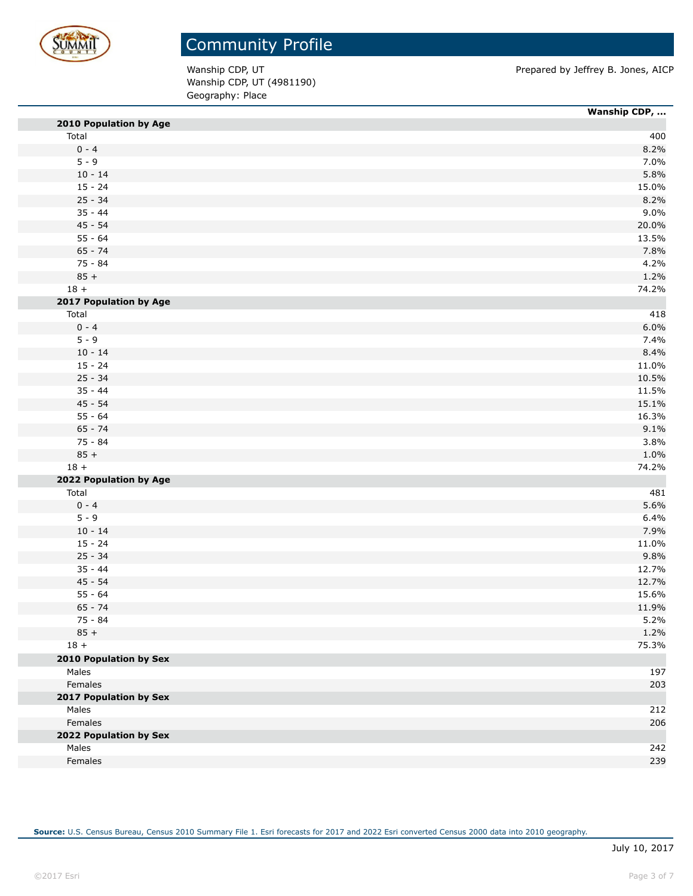# Community Profile

Wanship CDP, UT
Wanship CDP, UT (4981190)
Geography: Place

Prepared by Jeffrey B. Jones, AICP

| | Wanship CDP, ... |
|---|---|
| **2010 Population by Age** | |
| Total | 400 |
| 0 - 4 | 8.2% |
| 5 - 9 | 7.0% |
| 10 - 14 | 5.8% |
| 15 - 24 | 15.0% |
| 25 - 34 | 8.2% |
| 35 - 44 | 9.0% |
| 45 - 54 | 20.0% |
| 55 - 64 | 13.5% |
| 65 - 74 | 7.8% |
| 75 - 84 | 4.2% |
| 85 + | 1.2% |
| 18 + | 74.2% |
| **2017 Population by Age** | |
| Total | 418 |
| 0 - 4 | 6.0% |
| 5 - 9 | 7.4% |
| 10 - 14 | 8.4% |
| 15 - 24 | 11.0% |
| 25 - 34 | 10.5% |
| 35 - 44 | 11.5% |
| 45 - 54 | 15.1% |
| 55 - 64 | 16.3% |
| 65 - 74 | 9.1% |
| 75 - 84 | 3.8% |
| 85 + | 1.0% |
| 18 + | 74.2% |
| **2022 Population by Age** | |
| Total | 481 |
| 0 - 4 | 5.6% |
| 5 - 9 | 6.4% |
| 10 - 14 | 7.9% |
| 15 - 24 | 11.0% |
| 25 - 34 | 9.8% |
| 35 - 44 | 12.7% |
| 45 - 54 | 12.7% |
| 55 - 64 | 15.6% |
| 65 - 74 | 11.9% |
| 75 - 84 | 5.2% |
| 85 + | 1.2% |
| 18 + | 75.3% |
| **2010 Population by Sex** | |
| Males | 197 |
| Females | 203 |
| **2017 Population by Sex** | |
| Males | 212 |
| Females | 206 |
| **2022 Population by Sex** | |
| Males | 242 |
| Females | 239 |

**Source:** U.S. Census Bureau, Census 2010 Summary File 1. Esri forecasts for 2017 and 2022 Esri converted Census 2000 data into 2010 geography.

July 10, 2017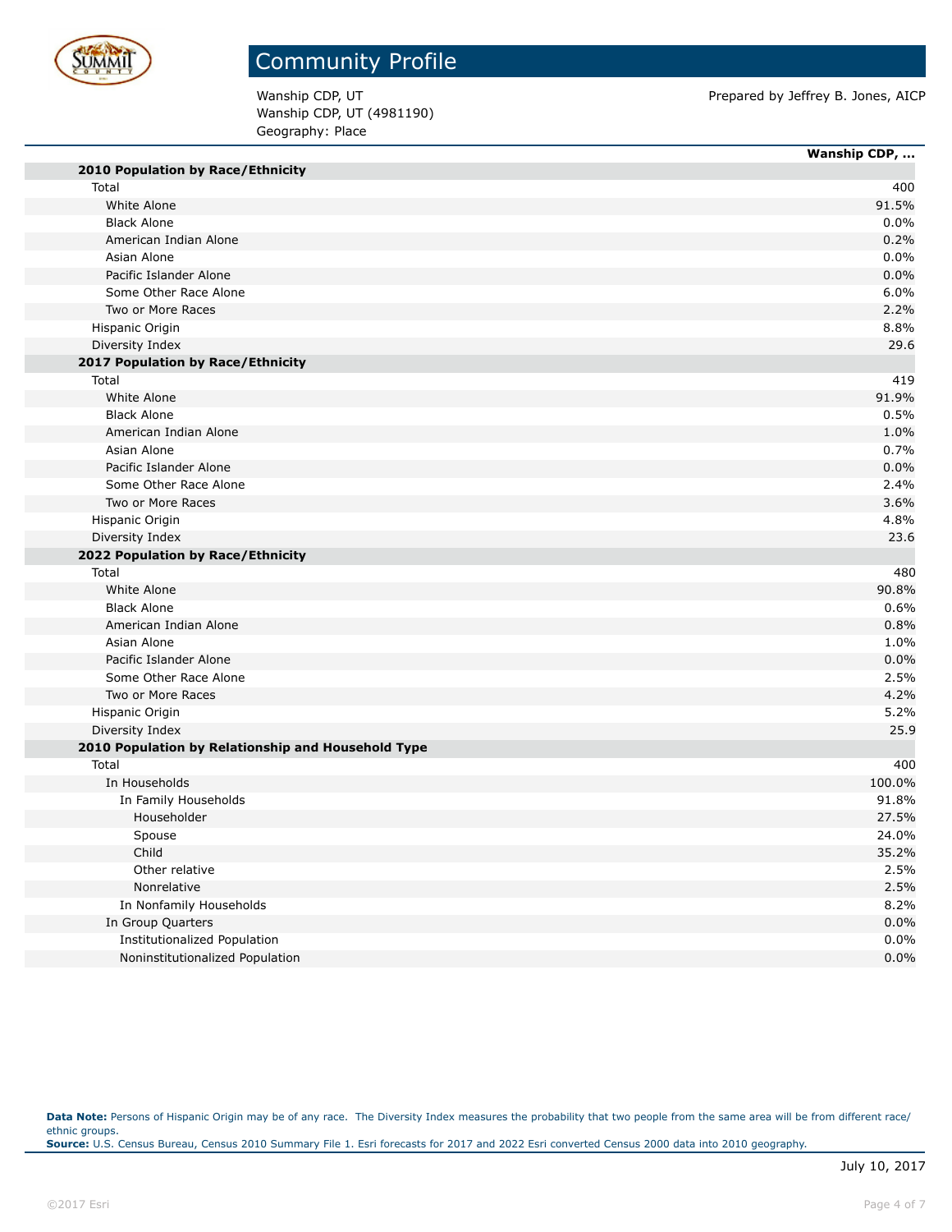# Community Profile

Wanship CDP, UT
Wanship CDP, UT (4981190)
Geography: Place

Prepared by Jeffrey B. Jones, AICP

| | Wanship CDP, ... |
|---|---|
| **2010 Population by Race/Ethnicity** | |
| Total | 400 |
| White Alone | 91.5% |
| Black Alone | 0.0% |
| American Indian Alone | 0.2% |
| Asian Alone | 0.0% |
| Pacific Islander Alone | 0.0% |
| Some Other Race Alone | 6.0% |
| Two or More Races | 2.2% |
| Hispanic Origin | 8.8% |
| Diversity Index | 29.6 |
| **2017 Population by Race/Ethnicity** | |
| Total | 419 |
| White Alone | 91.9% |
| Black Alone | 0.5% |
| American Indian Alone | 1.0% |
| Asian Alone | 0.7% |
| Pacific Islander Alone | 0.0% |
| Some Other Race Alone | 2.4% |
| Two or More Races | 3.6% |
| Hispanic Origin | 4.8% |
| Diversity Index | 23.6 |
| **2022 Population by Race/Ethnicity** | |
| Total | 480 |
| White Alone | 90.8% |
| Black Alone | 0.6% |
| American Indian Alone | 0.8% |
| Asian Alone | 1.0% |
| Pacific Islander Alone | 0.0% |
| Some Other Race Alone | 2.5% |
| Two or More Races | 4.2% |
| Hispanic Origin | 5.2% |
| Diversity Index | 25.9 |
| **2010 Population by Relationship and Household Type** | |
| Total | 400 |
| In Households | 100.0% |
| In Family Households | 91.8% |
| Householder | 27.5% |
| Spouse | 24.0% |
| Child | 35.2% |
| Other relative | 2.5% |
| Nonrelative | 2.5% |
| In Nonfamily Households | 8.2% |
| In Group Quarters | 0.0% |
| Institutionalized Population | 0.0% |
| Noninstitutionalized Population | 0.0% |

**Data Note:** Persons of Hispanic Origin may be of any race. The Diversity Index measures the probability that two people from the same area will be from different race/ethnic groups.
**Source:** U.S. Census Bureau, Census 2010 Summary File 1. Esri forecasts for 2017 and 2022 Esri converted Census 2000 data into 2010 geography.

July 10, 2017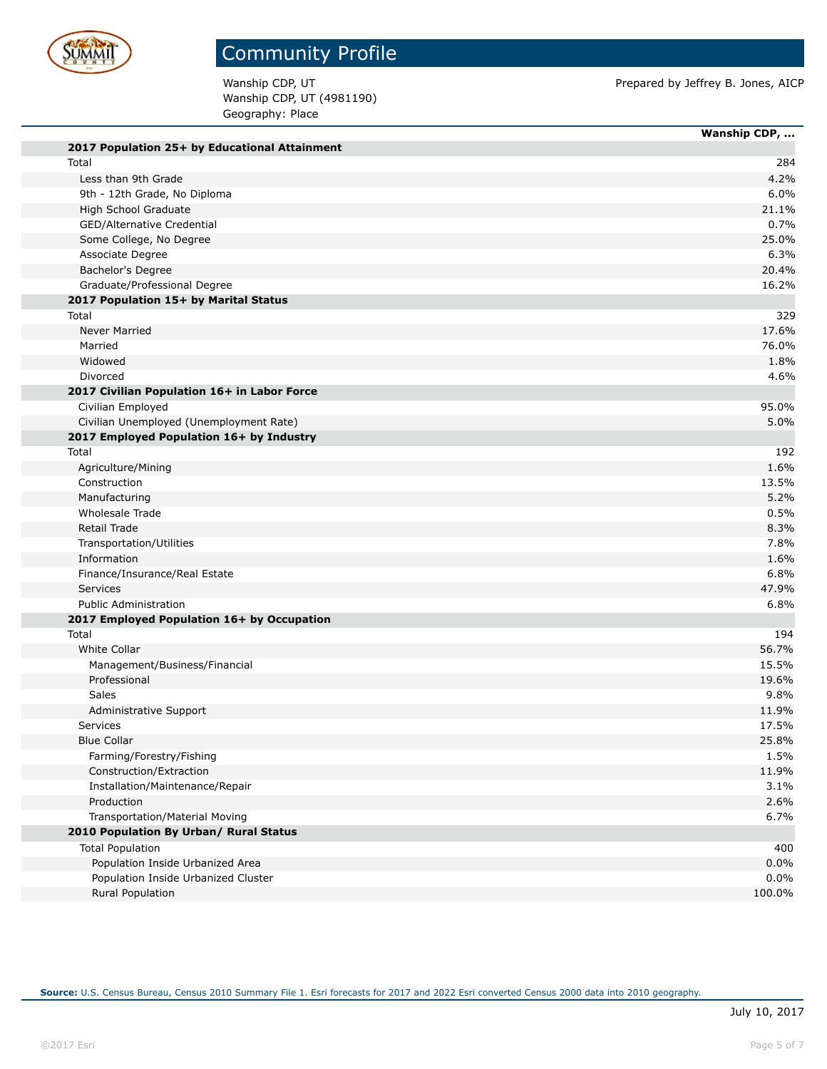# Community Profile

Wanship CDP, UT
Wanship CDP, UT (4981190)
Geography: Place

Prepared by Jeffrey B. Jones, AICP

| | Wanship CDP, ... |
|---|---|
| **2017 Population 25+ by Educational Attainment** | |
| Total | 284 |
| Less than 9th Grade | 4.2% |
| 9th - 12th Grade, No Diploma | 6.0% |
| High School Graduate | 21.1% |
| GED/Alternative Credential | 0.7% |
| Some College, No Degree | 25.0% |
| Associate Degree | 6.3% |
| Bachelor's Degree | 20.4% |
| Graduate/Professional Degree | 16.2% |
| **2017 Population 15+ by Marital Status** | |
| Total | 329 |
| Never Married | 17.6% |
| Married | 76.0% |
| Widowed | 1.8% |
| Divorced | 4.6% |
| **2017 Civilian Population 16+ in Labor Force** | |
| Civilian Employed | 95.0% |
| Civilian Unemployed (Unemployment Rate) | 5.0% |
| **2017 Employed Population 16+ by Industry** | |
| Total | 192 |
| Agriculture/Mining | 1.6% |
| Construction | 13.5% |
| Manufacturing | 5.2% |
| Wholesale Trade | 0.5% |
| Retail Trade | 8.3% |
| Transportation/Utilities | 7.8% |
| Information | 1.6% |
| Finance/Insurance/Real Estate | 6.8% |
| Services | 47.9% |
| Public Administration | 6.8% |
| **2017 Employed Population 16+ by Occupation** | |
| Total | 194 |
| White Collar | 56.7% |
| Management/Business/Financial | 15.5% |
| Professional | 19.6% |
| Sales | 9.8% |
| Administrative Support | 11.9% |
| Services | 17.5% |
| Blue Collar | 25.8% |
| Farming/Forestry/Fishing | 1.5% |
| Construction/Extraction | 11.9% |
| Installation/Maintenance/Repair | 3.1% |
| Production | 2.6% |
| Transportation/Material Moving | 6.7% |
| **2010 Population By Urban/ Rural Status** | |
| Total Population | 400 |
| Population Inside Urbanized Area | 0.0% |
| Population Inside Urbanized Cluster | 0.0% |
| Rural Population | 100.0% |

**Source:** U.S. Census Bureau, Census 2010 Summary File 1. Esri forecasts for 2017 and 2022 Esri converted Census 2000 data into 2010 geography.

July 10, 2017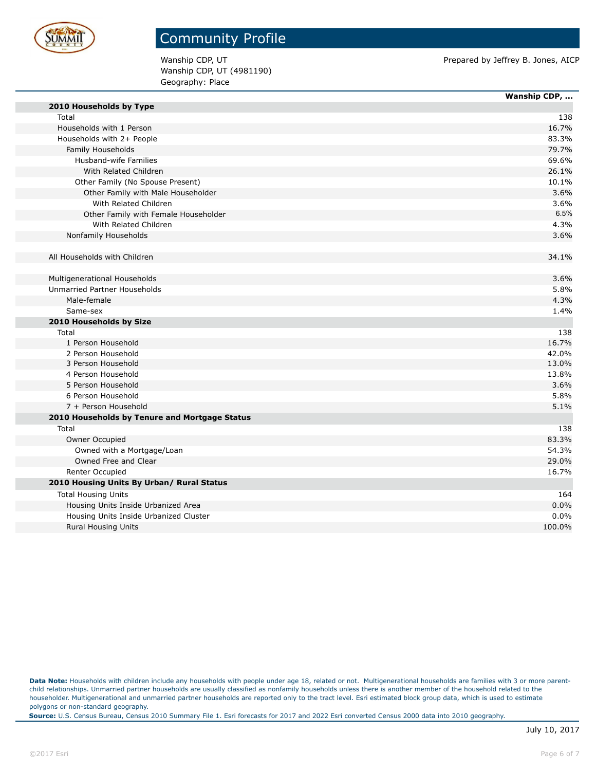# Community Profile

Wanship CDP, UT
Wanship CDP, UT (4981190)
Geography: Place

Prepared by Jeffrey B. Jones, AICP

| | Wanship CDP, ... |
|---|---|
| **2010 Households by Type** | |
| Total | 138 |
| Households with 1 Person | 16.7% |
| Households with 2+ People | 83.3% |
| Family Households | 79.7% |
| Husband-wife Families | 69.6% |
| With Related Children | 26.1% |
| Other Family (No Spouse Present) | 10.1% |
| Other Family with Male Householder | 3.6% |
| With Related Children | 3.6% |
| Other Family with Female Householder | 6.5% |
| With Related Children | 4.3% |
| Nonfamily Households | 3.6% |
| | |
| All Households with Children | 34.1% |
| | |
| Multigenerational Households | 3.6% |
| Unmarried Partner Households | 5.8% |
| Male-female | 4.3% |
| Same-sex | 1.4% |
| **2010 Households by Size** | |
| Total | 138 |
| 1 Person Household | 16.7% |
| 2 Person Household | 42.0% |
| 3 Person Household | 13.0% |
| 4 Person Household | 13.8% |
| 5 Person Household | 3.6% |
| 6 Person Household | 5.8% |
| 7 + Person Household | 5.1% |
| **2010 Households by Tenure and Mortgage Status** | |
| Total | 138 |
| Owner Occupied | 83.3% |
| Owned with a Mortgage/Loan | 54.3% |
| Owned Free and Clear | 29.0% |
| Renter Occupied | 16.7% |
| **2010 Housing Units By Urban/ Rural Status** | |
| Total Housing Units | 164 |
| Housing Units Inside Urbanized Area | 0.0% |
| Housing Units Inside Urbanized Cluster | 0.0% |
| Rural Housing Units | 100.0% |

**Data Note:** Households with children include any households with people under age 18, related or not. Multigenerational households are families with 3 or more parent-child relationships. Unmarried partner households are usually classified as nonfamily households unless there is another member of the household related to the householder. Multigenerational and unmarried partner households are reported only to the tract level. Esri estimated block group data, which is used to estimate polygons or non-standard geography.

**Source:** U.S. Census Bureau, Census 2010 Summary File 1. Esri forecasts for 2017 and 2022 Esri converted Census 2000 data into 2010 geography.

July 10, 2017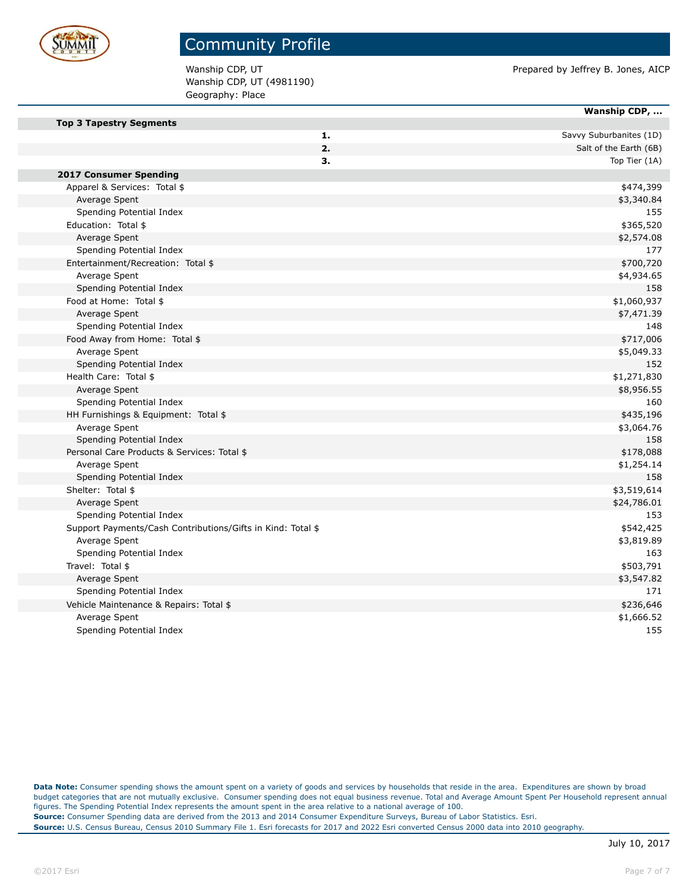# Community Profile

Wanship CDP, UT
Wanship CDP, UT (4981190)
Geography: Place

Prepared by Jeffrey B. Jones, AICP

| | Wanship CDP, ... |
|---|---|
| **Top 3 Tapestry Segments** | |
| 1. | Savvy Suburbanites (1D) |
| 2. | Salt of the Earth (6B) |
| 3. | Top Tier (1A) |
| **2017 Consumer Spending** | |
| Apparel & Services: Total $ | $474,399 |
| Average Spent | $3,340.84 |
| Spending Potential Index | 155 |
| Education: Total $ | $365,520 |
| Average Spent | $2,574.08 |
| Spending Potential Index | 177 |
| Entertainment/Recreation: Total $ | $700,720 |
| Average Spent | $4,934.65 |
| Spending Potential Index | 158 |
| Food at Home: Total $ | $1,060,937 |
| Average Spent | $7,471.39 |
| Spending Potential Index | 148 |
| Food Away from Home: Total $ | $717,006 |
| Average Spent | $5,049.33 |
| Spending Potential Index | 152 |
| Health Care: Total $ | $1,271,830 |
| Average Spent | $8,956.55 |
| Spending Potential Index | 160 |
| HH Furnishings & Equipment: Total $ | $435,196 |
| Average Spent | $3,064.76 |
| Spending Potential Index | 158 |
| Personal Care Products & Services: Total $ | $178,088 |
| Average Spent | $1,254.14 |
| Spending Potential Index | 158 |
| Shelter: Total $ | $3,519,614 |
| Average Spent | $24,786.01 |
| Spending Potential Index | 153 |
| Support Payments/Cash Contributions/Gifts in Kind: Total $ | $542,425 |
| Average Spent | $3,819.89 |
| Spending Potential Index | 163 |
| Travel: Total $ | $503,791 |
| Average Spent | $3,547.82 |
| Spending Potential Index | 171 |
| Vehicle Maintenance & Repairs: Total $ | $236,646 |
| Average Spent | $1,666.52 |
| Spending Potential Index | 155 |

**Data Note:** Consumer spending shows the amount spent on a variety of goods and services by households that reside in the area. Expenditures are shown by broad budget categories that are not mutually exclusive. Consumer spending does not equal business revenue. Total and Average Amount Spent Per Household represent annual figures. The Spending Potential Index represents the amount spent in the area relative to a national average of 100.
**Source:** Consumer Spending data are derived from the 2013 and 2014 Consumer Expenditure Surveys, Bureau of Labor Statistics. Esri.
**Source:** U.S. Census Bureau, Census 2010 Summary File 1. Esri forecasts for 2017 and 2022 Esri converted Census 2000 data into 2010 geography.

July 10, 2017